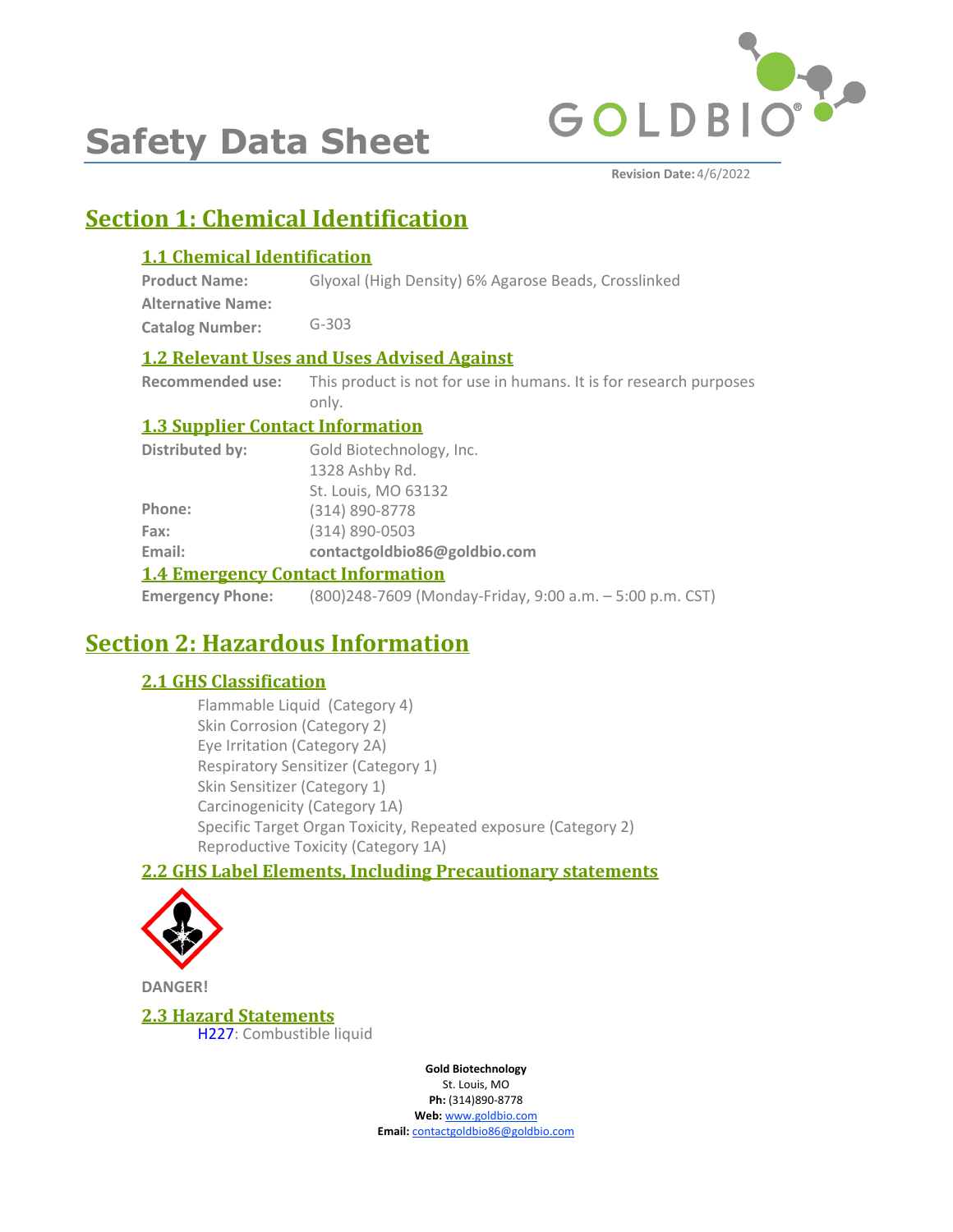# Safety Data Sheet

**Revision Date:** 4/6/2022

## Section 1: Chemical Identification

### 1.1 Chemical Identification

**Product Name:** Glyoxal (High Density) 6% Agarose Beads, Crosslinked

**Alternative Name:**

**Catalog Number:** G-303

### 1.2 Relevant Uses and Uses Advised Against

**Recommended use:** This product is not for use in humans. It is for research purposes only.

### 1.3 Supplier Contact Information

**Distributed by:** Gold Biotechnology, Inc.
1328 Ashby Rd.
St. Louis, MO 63132

**Phone:** (314) 890-8778

**Fax:** (314) 890-0503

**Email:** **contactgoldbio86@goldbio.com**

### 1.4 Emergency Contact Information

**Emergency Phone:** (800)248-7609 (Monday-Friday, 9:00 a.m. – 5:00 p.m. CST)

## Section 2: Hazardous Information

### 2.1 GHS Classification

Flammable Liquid (Category 4)
Skin Corrosion (Category 2)
Eye Irritation (Category 2A)
Respiratory Sensitizer (Category 1)
Skin Sensitizer (Category 1)
Carcinogenicity (Category 1A)
Specific Target Organ Toxicity, Repeated exposure (Category 2)
Reproductive Toxicity (Category 1A)

### 2.2 GHS Label Elements, Including Precautionary statements

**DANGER!**

### 2.3 Hazard Statements

H227: Combustible liquid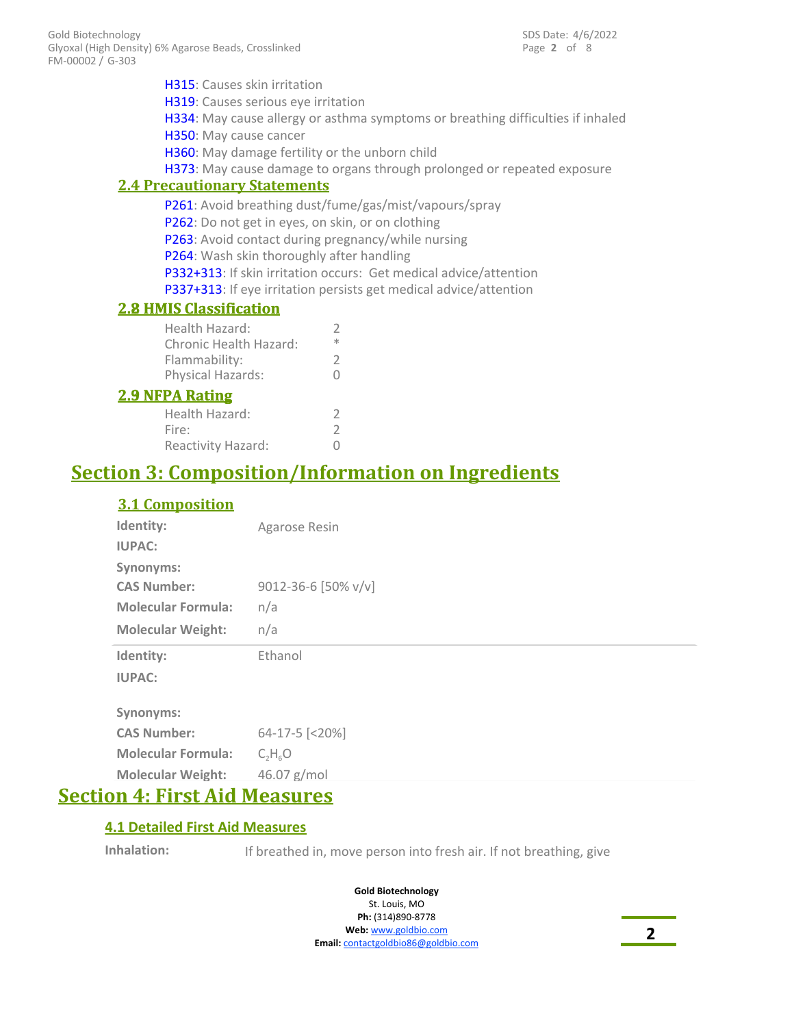H315: Causes skin irritation

H319: Causes serious eye irritation

H334: May cause allergy or asthma symptoms or breathing difficulties if inhaled

H350: May cause cancer

H360: May damage fertility or the unborn child

H373: May cause damage to organs through prolonged or repeated exposure

### 2.4 Precautionary Statements

P261: Avoid breathing dust/fume/gas/mist/vapours/spray

P262: Do not get in eyes, on skin, or on clothing

P263: Avoid contact during pregnancy/while nursing

P264: Wash skin thoroughly after handling

P332+313: If skin irritation occurs: Get medical advice/attention

P337+313: If eye irritation persists get medical advice/attention

### 2.8 HMIS Classification

| | |
|---|---|
| Health Hazard: | 2 |
| Chronic Health Hazard: | * |
| Flammability: | 2 |
| Physical Hazards: | 0 |

### 2.9 NFPA Rating

| | |
|---|---|
| Health Hazard: | 2 |
| Fire: | 2 |
| Reactivity Hazard: | 0 |

## Section 3: Composition/Information on Ingredients

### 3.1 Composition

| | |
|---|---|
| **Identity:** | Agarose Resin |
| **IUPAC:** | |
| **Synonyms:** | |
| **CAS Number:** | 9012-36-6 [50% v/v] |
| **Molecular Formula:** | n/a |
| **Molecular Weight:** | n/a |

| | |
|---|---|
| **Identity:** | Ethanol |
| **IUPAC:** | |
| **Synonyms:** | |
| **CAS Number:** | 64-17-5 [<20%] |
| **Molecular Formula:** | $C_2H_6O$ |
| **Molecular Weight:** | 46.07 g/mol |

## Section 4: First Aid Measures

### 4.1 Detailed First Aid Measures

**Inhalation:** If breathed in, move person into fresh air. If not breathing, give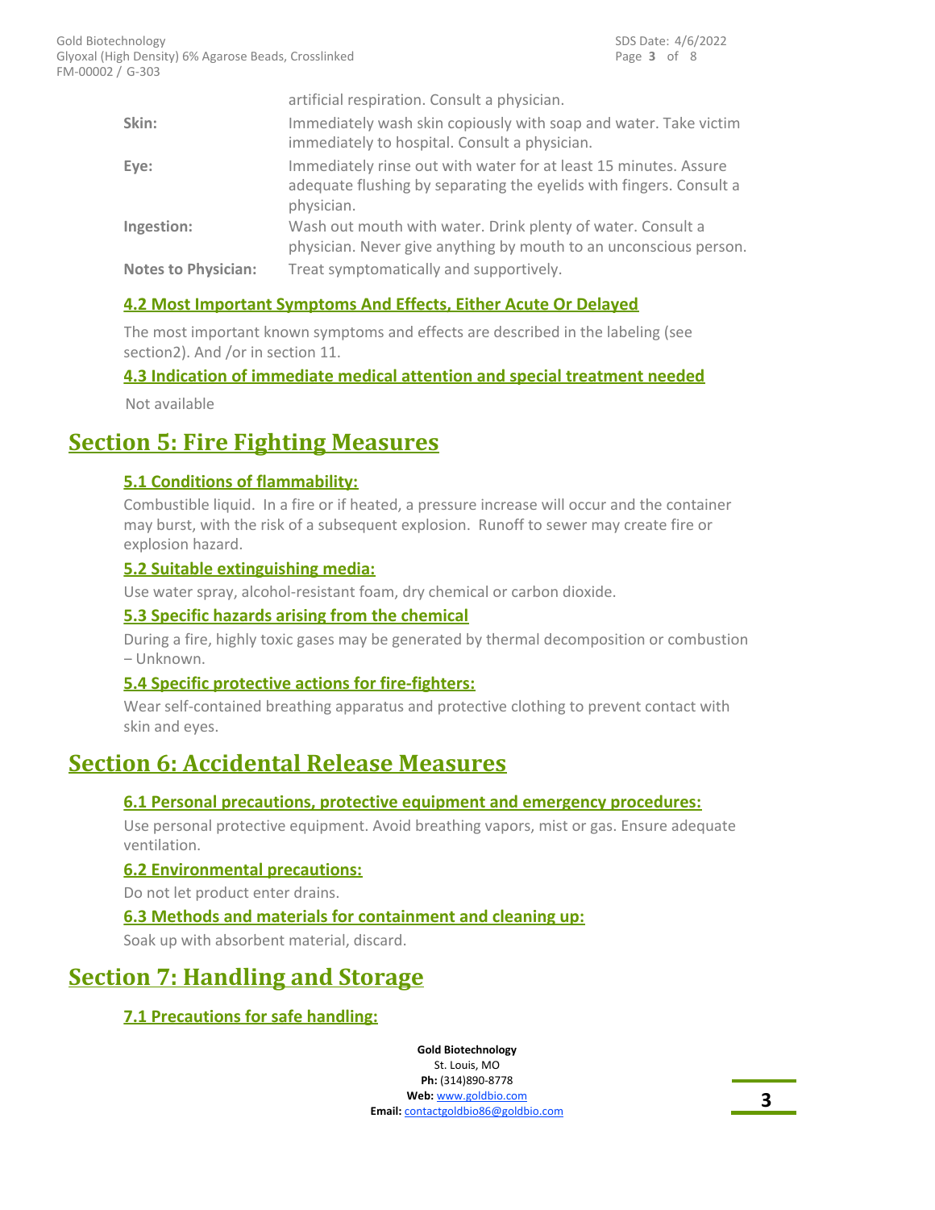artificial respiration. Consult a physician.

**Skin:** Immediately wash skin copiously with soap and water. Take victim immediately to hospital. Consult a physician.

**Eye:** Immediately rinse out with water for at least 15 minutes. Assure adequate flushing by separating the eyelids with fingers. Consult a physician.

**Ingestion:** Wash out mouth with water. Drink plenty of water. Consult a physician. Never give anything by mouth to an unconscious person.

**Notes to Physician:** Treat symptomatically and supportively.

### 4.2 Most Important Symptoms And Effects, Either Acute Or Delayed

The most important known symptoms and effects are described in the labeling (see section2). And /or in section 11.

### 4.3 Indication of immediate medical attention and special treatment needed

Not available

## Section 5: Fire Fighting Measures

### 5.1 Conditions of flammability:

Combustible liquid. In a fire or if heated, a pressure increase will occur and the container may burst, with the risk of a subsequent explosion. Runoff to sewer may create fire or explosion hazard.

### 5.2 Suitable extinguishing media:

Use water spray, alcohol-resistant foam, dry chemical or carbon dioxide.

### 5.3 Specific hazards arising from the chemical

During a fire, highly toxic gases may be generated by thermal decomposition or combustion – Unknown.

### 5.4 Specific protective actions for fire-fighters:

Wear self-contained breathing apparatus and protective clothing to prevent contact with skin and eyes.

## Section 6: Accidental Release Measures

### 6.1 Personal precautions, protective equipment and emergency procedures:

Use personal protective equipment. Avoid breathing vapors, mist or gas. Ensure adequate ventilation.

### 6.2 Environmental precautions:

Do not let product enter drains.

### 6.3 Methods and materials for containment and cleaning up:

Soak up with absorbent material, discard.

## Section 7: Handling and Storage

### 7.1 Precautions for safe handling: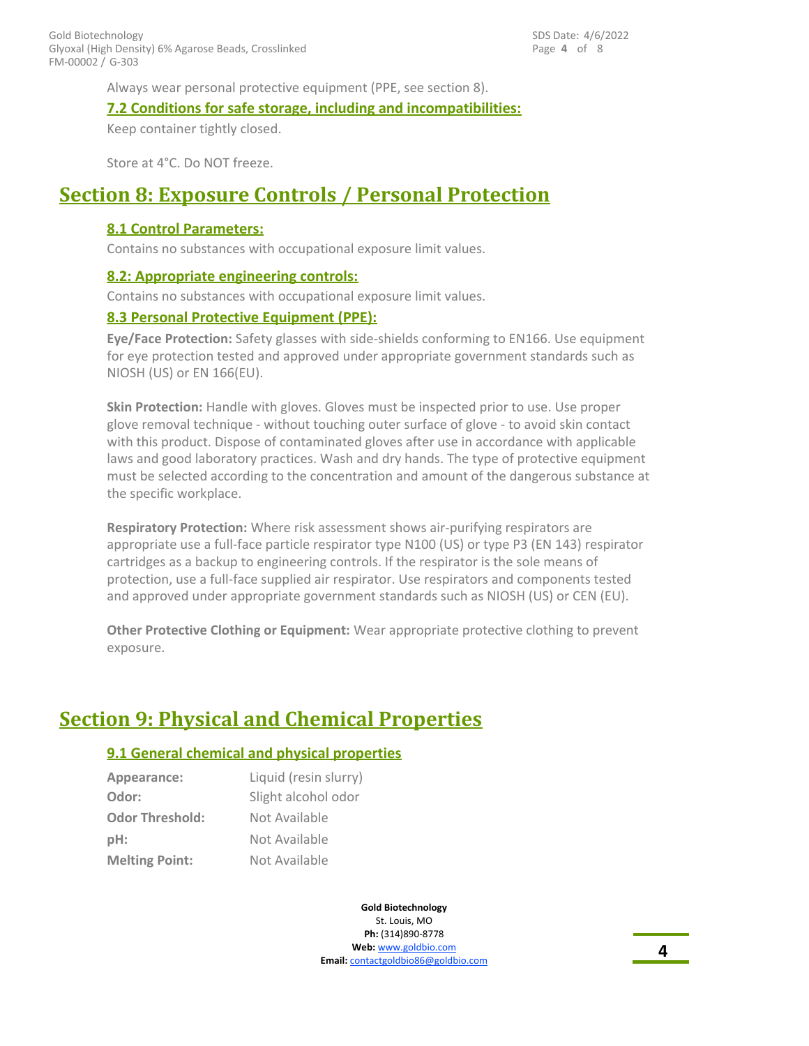Always wear personal protective equipment (PPE, see section 8).

### 7.2 Conditions for safe storage, including and incompatibilities:

Keep container tightly closed.

Store at 4°C. Do NOT freeze.

## Section 8: Exposure Controls / Personal Protection

### 8.1 Control Parameters:

Contains no substances with occupational exposure limit values.

### 8.2: Appropriate engineering controls:

Contains no substances with occupational exposure limit values.

### 8.3 Personal Protective Equipment (PPE):

**Eye/Face Protection:** Safety glasses with side-shields conforming to EN166. Use equipment for eye protection tested and approved under appropriate government standards such as NIOSH (US) or EN 166(EU).

**Skin Protection:** Handle with gloves. Gloves must be inspected prior to use. Use proper glove removal technique - without touching outer surface of glove - to avoid skin contact with this product. Dispose of contaminated gloves after use in accordance with applicable laws and good laboratory practices. Wash and dry hands. The type of protective equipment must be selected according to the concentration and amount of the dangerous substance at the specific workplace.

**Respiratory Protection:** Where risk assessment shows air-purifying respirators are appropriate use a full-face particle respirator type N100 (US) or type P3 (EN 143) respirator cartridges as a backup to engineering controls. If the respirator is the sole means of protection, use a full-face supplied air respirator. Use respirators and components tested and approved under appropriate government standards such as NIOSH (US) or CEN (EU).

**Other Protective Clothing or Equipment:** Wear appropriate protective clothing to prevent exposure.

## Section 9: Physical and Chemical Properties

### 9.1 General chemical and physical properties

| | |
|---|---|
| **Appearance:** | Liquid (resin slurry) |
| **Odor:** | Slight alcohol odor |
| **Odor Threshold:** | Not Available |
| **pH:** | Not Available |
| **Melting Point:** | Not Available |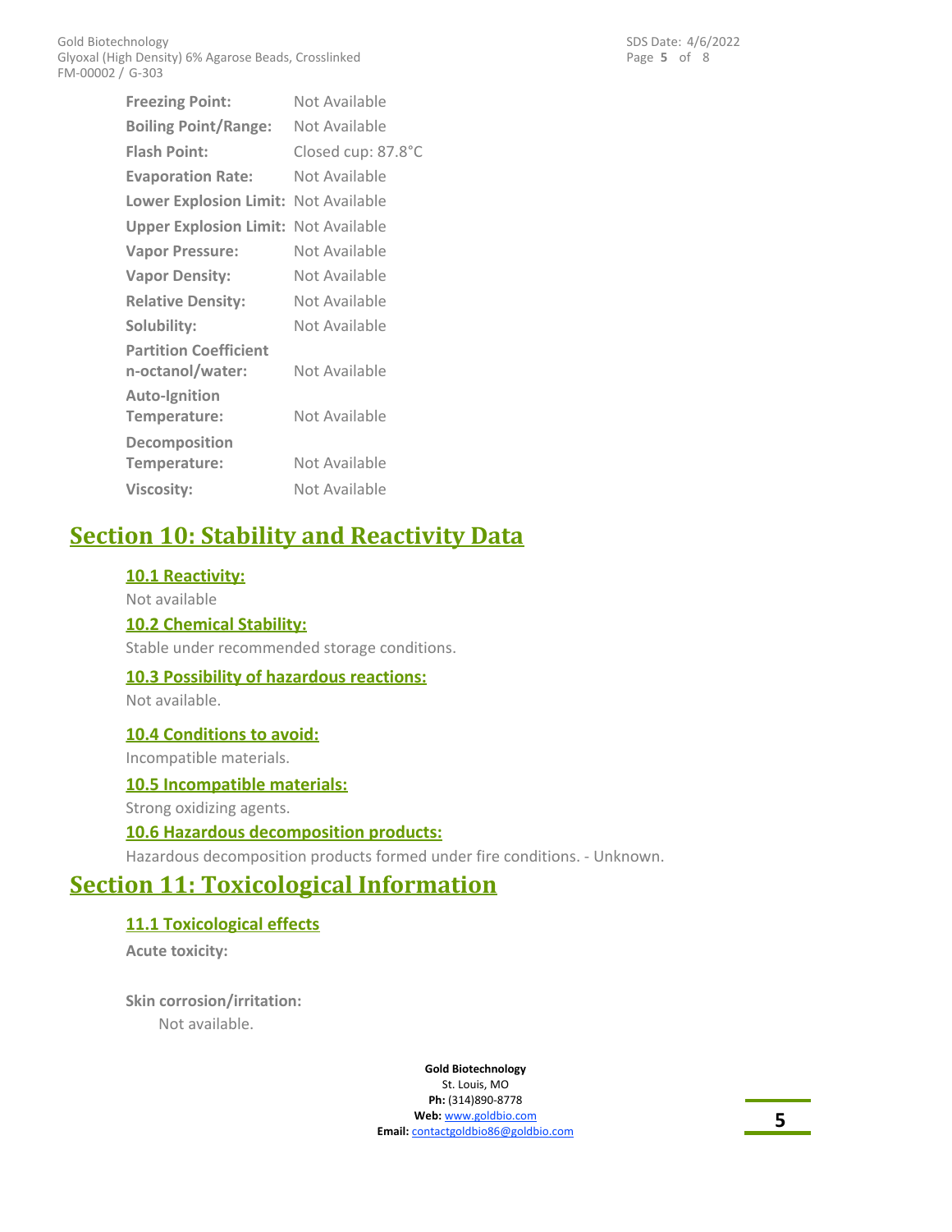| | |
|---|---|
| **Freezing Point:** | Not Available |
| **Boiling Point/Range:** | Not Available |
| **Flash Point:** | Closed cup: 87.8°C |
| **Evaporation Rate:** | Not Available |
| **Lower Explosion Limit:** | Not Available |
| **Upper Explosion Limit:** | Not Available |
| **Vapor Pressure:** | Not Available |
| **Vapor Density:** | Not Available |
| **Relative Density:** | Not Available |
| **Solubility:** | Not Available |
| **Partition Coefficient n-octanol/water:** | Not Available |
| **Auto-Ignition Temperature:** | Not Available |
| **Decomposition Temperature:** | Not Available |
| **Viscosity:** | Not Available |

# Section 10: Stability and Reactivity Data

### 10.1 Reactivity:

Not available

### 10.2 Chemical Stability:

Stable under recommended storage conditions.

### 10.3 Possibility of hazardous reactions:

Not available.

### 10.4 Conditions to avoid:

Incompatible materials.

### 10.5 Incompatible materials:

Strong oxidizing agents.

### 10.6 Hazardous decomposition products:

Hazardous decomposition products formed under fire conditions. - Unknown.

# Section 11: Toxicological Information

### 11.1 Toxicological effects

**Acute toxicity:**

**Skin corrosion/irritation:**

Not available.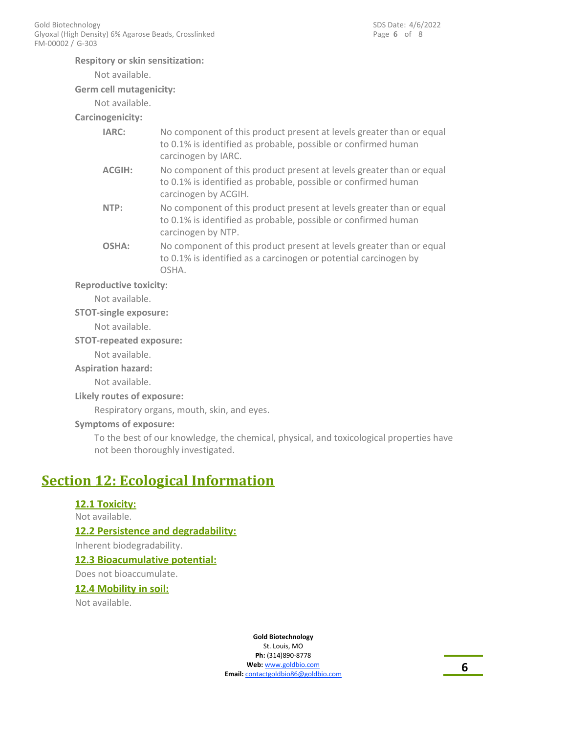**Respitory or skin sensitization:**

Not available.

**Germ cell mutagenicity:**

Not available.

**Carcinogenicity:**

**IARC:** No component of this product present at levels greater than or equal to 0.1% is identified as probable, possible or confirmed human carcinogen by IARC.

**ACGIH:** No component of this product present at levels greater than or equal to 0.1% is identified as probable, possible or confirmed human carcinogen by ACGIH.

**NTP:** No component of this product present at levels greater than or equal to 0.1% is identified as probable, possible or confirmed human carcinogen by NTP.

**OSHA:** No component of this product present at levels greater than or equal to 0.1% is identified as a carcinogen or potential carcinogen by OSHA.

**Reproductive toxicity:**

Not available.

**STOT-single exposure:**

Not available.

**STOT-repeated exposure:**

Not available.

**Aspiration hazard:**

Not available.

**Likely routes of exposure:**

Respiratory organs, mouth, skin, and eyes.

**Symptoms of exposure:**

To the best of our knowledge, the chemical, physical, and toxicological properties have not been thoroughly investigated.

# Section 12: Ecological Information

## 12.1 Toxicity:

Not available.

## 12.2 Persistence and degradability:

Inherent biodegradability.

## 12.3 Bioacumulative potential:

Does not bioaccumulate.

## 12.4 Mobility in soil:

Not available.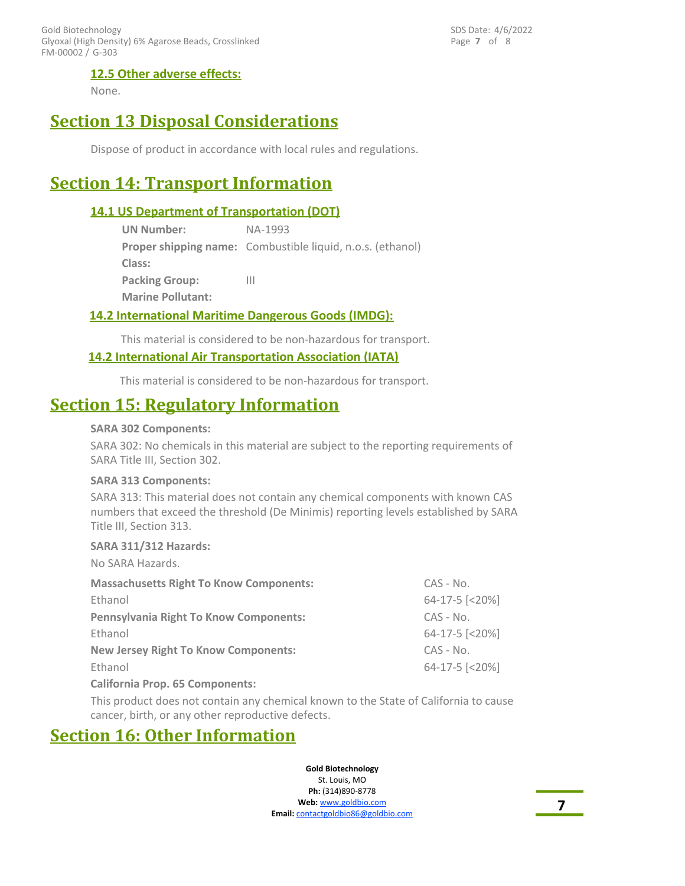### 12.5 Other adverse effects:

None.

## Section 13 Disposal Considerations

Dispose of product in accordance with local rules and regulations.

## Section 14: Transport Information

### 14.1 US Department of Transportation (DOT)

**UN Number:** NA-1993

**Proper shipping name:** Combustible liquid, n.o.s. (ethanol)

**Class:**

**Packing Group:** III

**Marine Pollutant:**

### 14.2 International Maritime Dangerous Goods (IMDG):

This material is considered to be non-hazardous for transport.

### 14.2 International Air Transportation Association (IATA)

This material is considered to be non-hazardous for transport.

## Section 15: Regulatory Information

**SARA 302 Components:**

SARA 302: No chemicals in this material are subject to the reporting requirements of SARA Title III, Section 302.

**SARA 313 Components:**

SARA 313: This material does not contain any chemical components with known CAS numbers that exceed the threshold (De Minimis) reporting levels established by SARA Title III, Section 313.

**SARA 311/312 Hazards:**

No SARA Hazards.

| **Massachusetts Right To Know Components:** | CAS - No. |
|---|---|
| Ethanol | 64-17-5 [<20%] |
| **Pennsylvania Right To Know Components:** | CAS - No. |
| Ethanol | 64-17-5 [<20%] |
| **New Jersey Right To Know Components:** | CAS - No. |
| Ethanol | 64-17-5 [<20%] |

**California Prop. 65 Components:**

This product does not contain any chemical known to the State of California to cause cancer, birth, or any other reproductive defects.

## Section 16: Other Information

**Gold Biotechnology**
St. Louis, MO
**Ph:** (314)890-8778
**Web:** www.goldbio.com
**Email:** contactgoldbio86@goldbio.com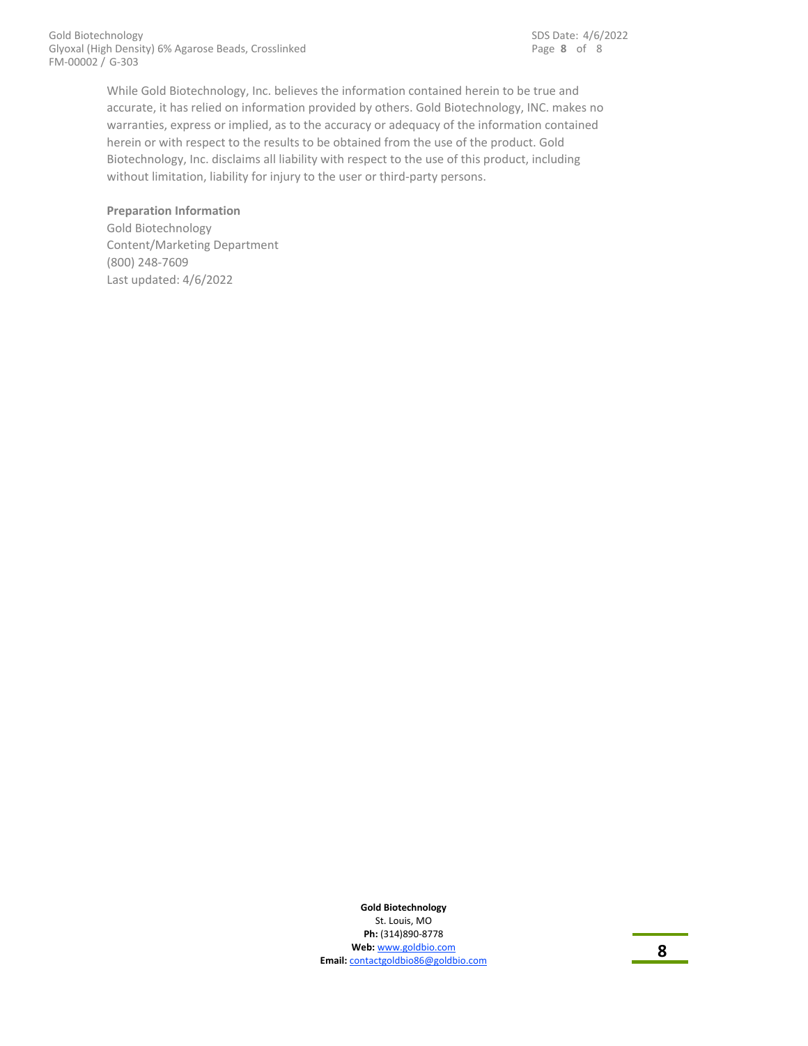While Gold Biotechnology, Inc. believes the information contained herein to be true and accurate, it has relied on information provided by others. Gold Biotechnology, INC. makes no warranties, express or implied, as to the accuracy or adequacy of the information contained herein or with respect to the results to be obtained from the use of the product. Gold Biotechnology, Inc. disclaims all liability with respect to the use of this product, including without limitation, liability for injury to the user or third-party persons.

**Preparation Information**

Gold Biotechnology
Content/Marketing Department
(800) 248-7609
Last updated: 4/6/2022

**Gold Biotechnology**
St. Louis, MO
**Ph:** (314)890-8778
**Web:** www.goldbio.com
**Email:** contactgoldbio86@goldbio.com